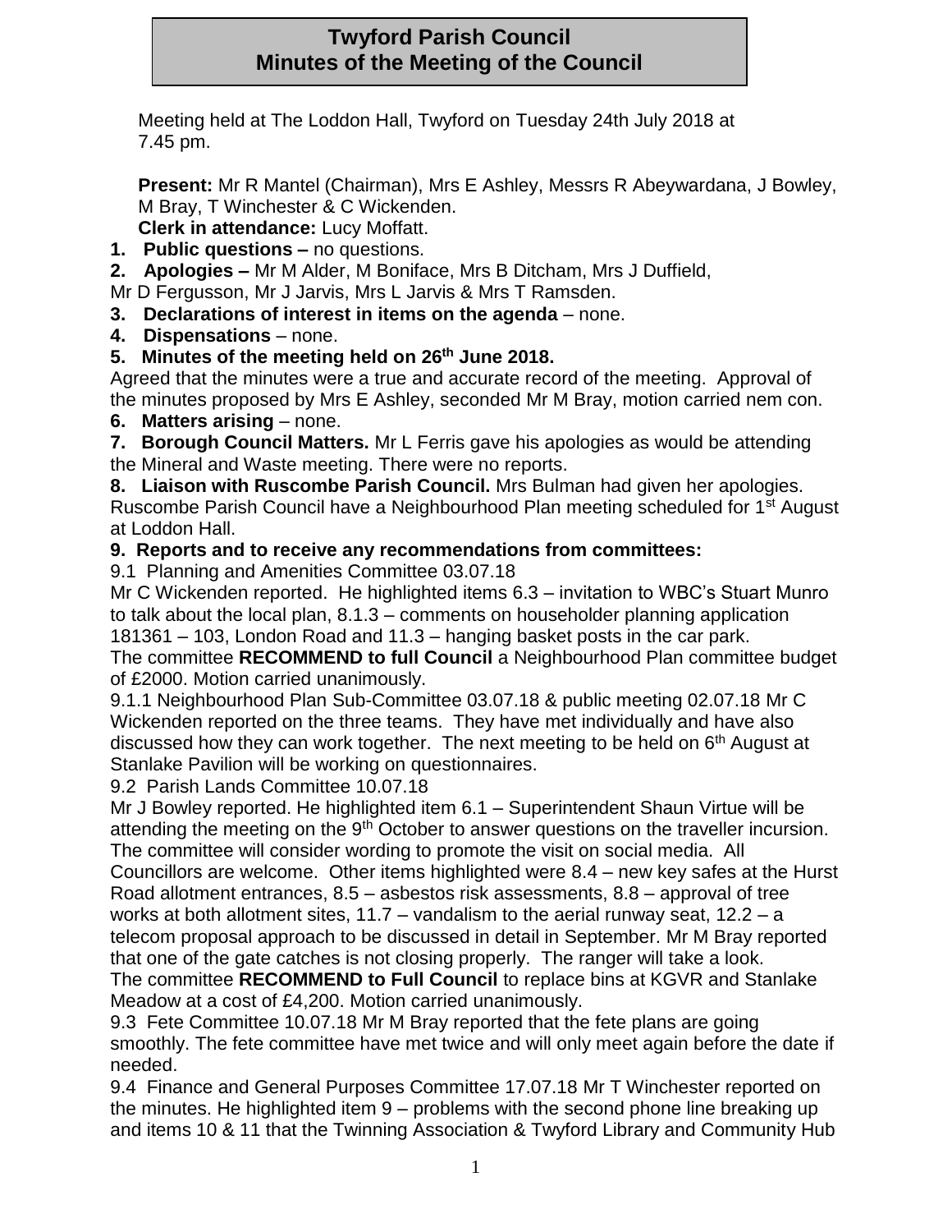# Twyford Parish Council
# Minutes of the Meeting of the Council

Meeting held at The Loddon Hall, Twyford on Tuesday 24th July 2018 at 7.45 pm.

**Present:** Mr R Mantel (Chairman), Mrs E Ashley, Messrs R Abeywardana, J Bowley, M Bray, T Winchester & C Wickenden.
**Clerk in attendance:** Lucy Moffatt.

**1. Public questions –** no questions.

**2. Apologies –** Mr M Alder, M Boniface, Mrs B Ditcham, Mrs J Duffield, Mr D Fergusson, Mr J Jarvis, Mrs L Jarvis & Mrs T Ramsden.

**3. Declarations of interest in items on the agenda** – none.

**4. Dispensations** – none.

**5. Minutes of the meeting held on 26th June 2018.**

Agreed that the minutes were a true and accurate record of the meeting. Approval of the minutes proposed by Mrs E Ashley, seconded Mr M Bray, motion carried nem con.

**6. Matters arising** – none.

**7. Borough Council Matters.** Mr L Ferris gave his apologies as would be attending the Mineral and Waste meeting. There were no reports.

**8. Liaison with Ruscombe Parish Council.** Mrs Bulman had given her apologies. Ruscombe Parish Council have a Neighbourhood Plan meeting scheduled for 1st August at Loddon Hall.

**9. Reports and to receive any recommendations from committees:**

9.1 Planning and Amenities Committee 03.07.18

Mr C Wickenden reported. He highlighted items 6.3 – invitation to WBC's Stuart Munro to talk about the local plan, 8.1.3 – comments on householder planning application 181361 – 103, London Road and 11.3 – hanging basket posts in the car park.

The committee **RECOMMEND to full Council** a Neighbourhood Plan committee budget of £2000. Motion carried unanimously.

9.1.1 Neighbourhood Plan Sub-Committee 03.07.18 & public meeting 02.07.18 Mr C Wickenden reported on the three teams. They have met individually and have also discussed how they can work together. The next meeting to be held on 6th August at Stanlake Pavilion will be working on questionnaires.

9.2 Parish Lands Committee 10.07.18

Mr J Bowley reported. He highlighted item 6.1 – Superintendent Shaun Virtue will be attending the meeting on the 9th October to answer questions on the traveller incursion. The committee will consider wording to promote the visit on social media. All Councillors are welcome. Other items highlighted were 8.4 – new key safes at the Hurst Road allotment entrances, 8.5 – asbestos risk assessments, 8.8 – approval of tree works at both allotment sites, 11.7 – vandalism to the aerial runway seat, 12.2 – a telecom proposal approach to be discussed in detail in September. Mr M Bray reported that one of the gate catches is not closing properly. The ranger will take a look.

The committee **RECOMMEND to Full Council** to replace bins at KGVR and Stanlake Meadow at a cost of £4,200. Motion carried unanimously.

9.3 Fete Committee 10.07.18 Mr M Bray reported that the fete plans are going smoothly. The fete committee have met twice and will only meet again before the date if needed.

9.4 Finance and General Purposes Committee 17.07.18 Mr T Winchester reported on the minutes. He highlighted item 9 – problems with the second phone line breaking up and items 10 & 11 that the Twinning Association & Twyford Library and Community Hub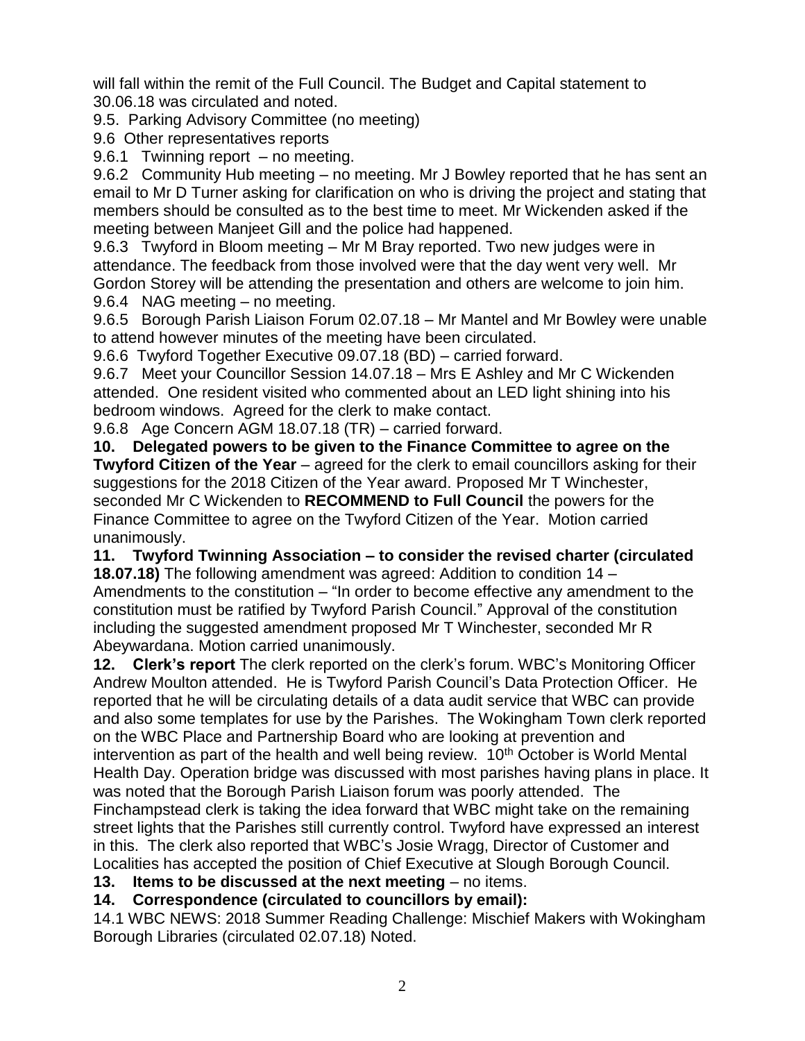will fall within the remit of the Full Council. The Budget and Capital statement to 30.06.18 was circulated and noted.

9.5. Parking Advisory Committee (no meeting)

9.6 Other representatives reports

9.6.1 Twinning report – no meeting.

9.6.2 Community Hub meeting – no meeting. Mr J Bowley reported that he has sent an email to Mr D Turner asking for clarification on who is driving the project and stating that members should be consulted as to the best time to meet. Mr Wickenden asked if the meeting between Manjeet Gill and the police had happened.

9.6.3 Twyford in Bloom meeting – Mr M Bray reported. Two new judges were in attendance. The feedback from those involved were that the day went very well. Mr Gordon Storey will be attending the presentation and others are welcome to join him.

9.6.4 NAG meeting – no meeting.

9.6.5 Borough Parish Liaison Forum 02.07.18 – Mr Mantel and Mr Bowley were unable to attend however minutes of the meeting have been circulated.

9.6.6 Twyford Together Executive 09.07.18 (BD) – carried forward.

9.6.7 Meet your Councillor Session 14.07.18 – Mrs E Ashley and Mr C Wickenden attended. One resident visited who commented about an LED light shining into his bedroom windows. Agreed for the clerk to make contact.

9.6.8 Age Concern AGM 18.07.18 (TR) – carried forward.

**10. Delegated powers to be given to the Finance Committee to agree on the Twyford Citizen of the Year** – agreed for the clerk to email councillors asking for their suggestions for the 2018 Citizen of the Year award. Proposed Mr T Winchester, seconded Mr C Wickenden to **RECOMMEND to Full Council** the powers for the Finance Committee to agree on the Twyford Citizen of the Year. Motion carried unanimously.

**11. Twyford Twinning Association – to consider the revised charter (circulated 18.07.18)** The following amendment was agreed: Addition to condition 14 – Amendments to the constitution – "In order to become effective any amendment to the constitution must be ratified by Twyford Parish Council." Approval of the constitution including the suggested amendment proposed Mr T Winchester, seconded Mr R Abeywardana. Motion carried unanimously.

**12. Clerk's report** The clerk reported on the clerk's forum. WBC's Monitoring Officer Andrew Moulton attended. He is Twyford Parish Council's Data Protection Officer. He reported that he will be circulating details of a data audit service that WBC can provide and also some templates for use by the Parishes. The Wokingham Town clerk reported on the WBC Place and Partnership Board who are looking at prevention and intervention as part of the health and well being review. 10th October is World Mental Health Day. Operation bridge was discussed with most parishes having plans in place. It was noted that the Borough Parish Liaison forum was poorly attended. The Finchampstead clerk is taking the idea forward that WBC might take on the remaining street lights that the Parishes still currently control. Twyford have expressed an interest in this. The clerk also reported that WBC's Josie Wragg, Director of Customer and Localities has accepted the position of Chief Executive at Slough Borough Council.

**13. Items to be discussed at the next meeting** – no items.

**14. Correspondence (circulated to councillors by email):**

14.1 WBC NEWS: 2018 Summer Reading Challenge: Mischief Makers with Wokingham Borough Libraries (circulated 02.07.18) Noted.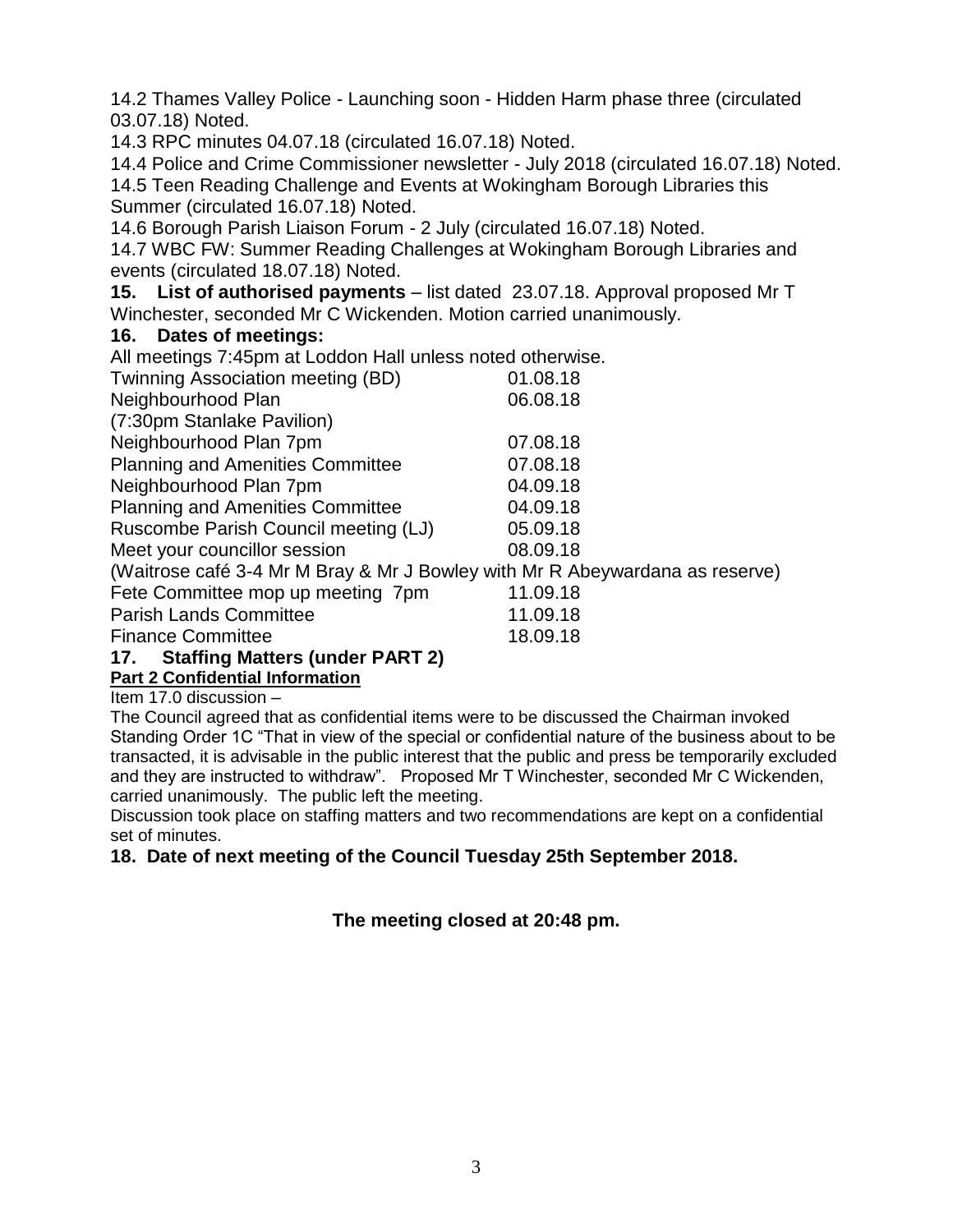14.2 Thames Valley Police - Launching soon - Hidden Harm phase three (circulated 03.07.18) Noted.

14.3 RPC minutes 04.07.18 (circulated 16.07.18) Noted.

14.4 Police and Crime Commissioner newsletter - July 2018 (circulated 16.07.18) Noted.

14.5 Teen Reading Challenge and Events at Wokingham Borough Libraries this Summer (circulated 16.07.18) Noted.

14.6 Borough Parish Liaison Forum - 2 July (circulated 16.07.18) Noted.

14.7 WBC FW: Summer Reading Challenges at Wokingham Borough Libraries and events (circulated 18.07.18) Noted.

**15. List of authorised payments** – list dated 23.07.18. Approval proposed Mr T Winchester, seconded Mr C Wickenden. Motion carried unanimously.

**16. Dates of meetings:**

All meetings 7:45pm at Loddon Hall unless noted otherwise.

| | |
|---|---|
| Twinning Association meeting (BD) | 01.08.18 |
| Neighbourhood Plan (7:30pm Stanlake Pavilion) | 06.08.18 |
| Neighbourhood Plan 7pm | 07.08.18 |
| Planning and Amenities Committee | 07.08.18 |
| Neighbourhood Plan 7pm | 04.09.18 |
| Planning and Amenities Committee | 04.09.18 |
| Ruscombe Parish Council meeting (LJ) | 05.09.18 |
| Meet your councillor session | 08.09.18 |

(Waitrose café 3-4 Mr M Bray & Mr J Bowley with Mr R Abeywardana as reserve)

| | |
|---|---|
| Fete Committee mop up meeting 7pm | 11.09.18 |
| Parish Lands Committee | 11.09.18 |
| Finance Committee | 18.09.18 |

**17. Staffing Matters (under PART 2)**

**Part 2 Confidential Information**

Item 17.0 discussion –

The Council agreed that as confidential items were to be discussed the Chairman invoked Standing Order 1C "That in view of the special or confidential nature of the business about to be transacted, it is advisable in the public interest that the public and press be temporarily excluded and they are instructed to withdraw". Proposed Mr T Winchester, seconded Mr C Wickenden, carried unanimously. The public left the meeting.

Discussion took place on staffing matters and two recommendations are kept on a confidential set of minutes.

**18. Date of next meeting of the Council Tuesday 25th September 2018.**

**The meeting closed at 20:48 pm.**